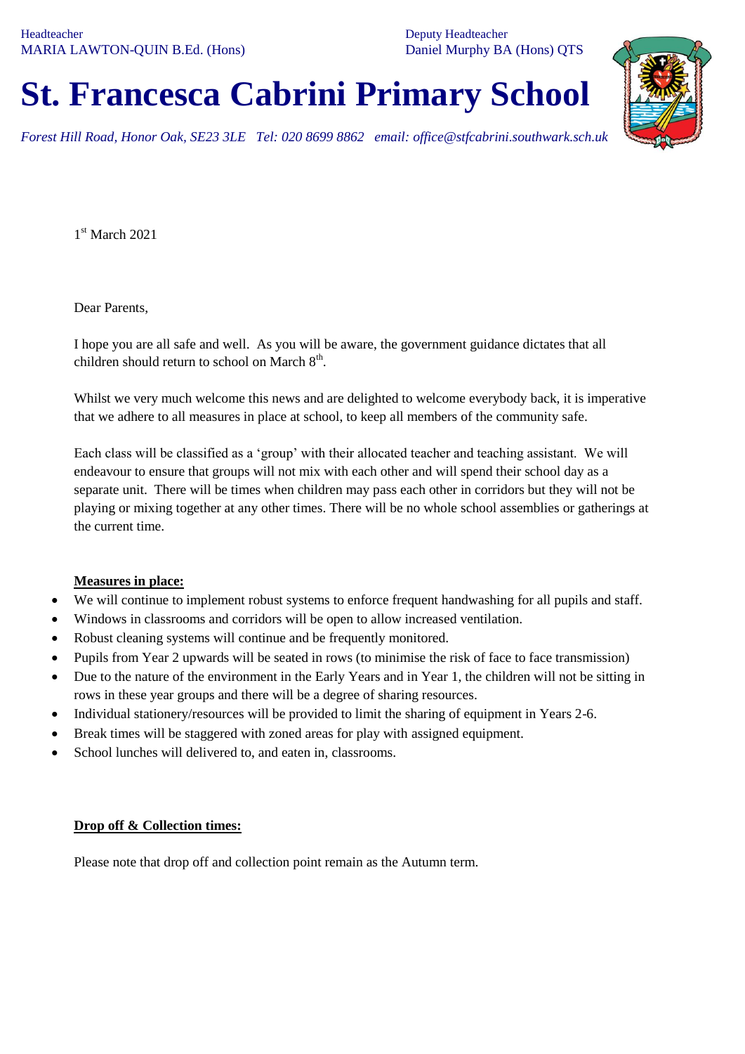Headteacher
MARIA LAWTON-QUIN B.Ed. (Hons)

Deputy Headteacher
Daniel Murphy BA (Hons) QTS

# St. Francesca Cabrini Primary School

*Forest Hill Road, Honor Oak, SE23 3LE   Tel: 020 8699 8862   email: office@stfcabrini.southwark.sch.uk*

1st March 2021

Dear Parents,

I hope you are all safe and well.  As you will be aware, the government guidance dictates that all children should return to school on March 8th.

Whilst we very much welcome this news and are delighted to welcome everybody back, it is imperative that we adhere to all measures in place at school, to keep all members of the community safe.

Each class will be classified as a 'group' with their allocated teacher and teaching assistant.  We will endeavour to ensure that groups will not mix with each other and will spend their school day as a separate unit.  There will be times when children may pass each other in corridors but they will not be playing or mixing together at any other times. There will be no whole school assemblies or gatherings at the current time.

**Measures in place:**

- We will continue to implement robust systems to enforce frequent handwashing for all pupils and staff.
- Windows in classrooms and corridors will be open to allow increased ventilation.
- Robust cleaning systems will continue and be frequently monitored.
- Pupils from Year 2 upwards will be seated in rows (to minimise the risk of face to face transmission)
- Due to the nature of the environment in the Early Years and in Year 1, the children will not be sitting in rows in these year groups and there will be a degree of sharing resources.
- Individual stationery/resources will be provided to limit the sharing of equipment in Years 2-6.
- Break times will be staggered with zoned areas for play with assigned equipment.
- School lunches will delivered to, and eaten in, classrooms.

**Drop off & Collection times:**

Please note that drop off and collection point remain as the Autumn term.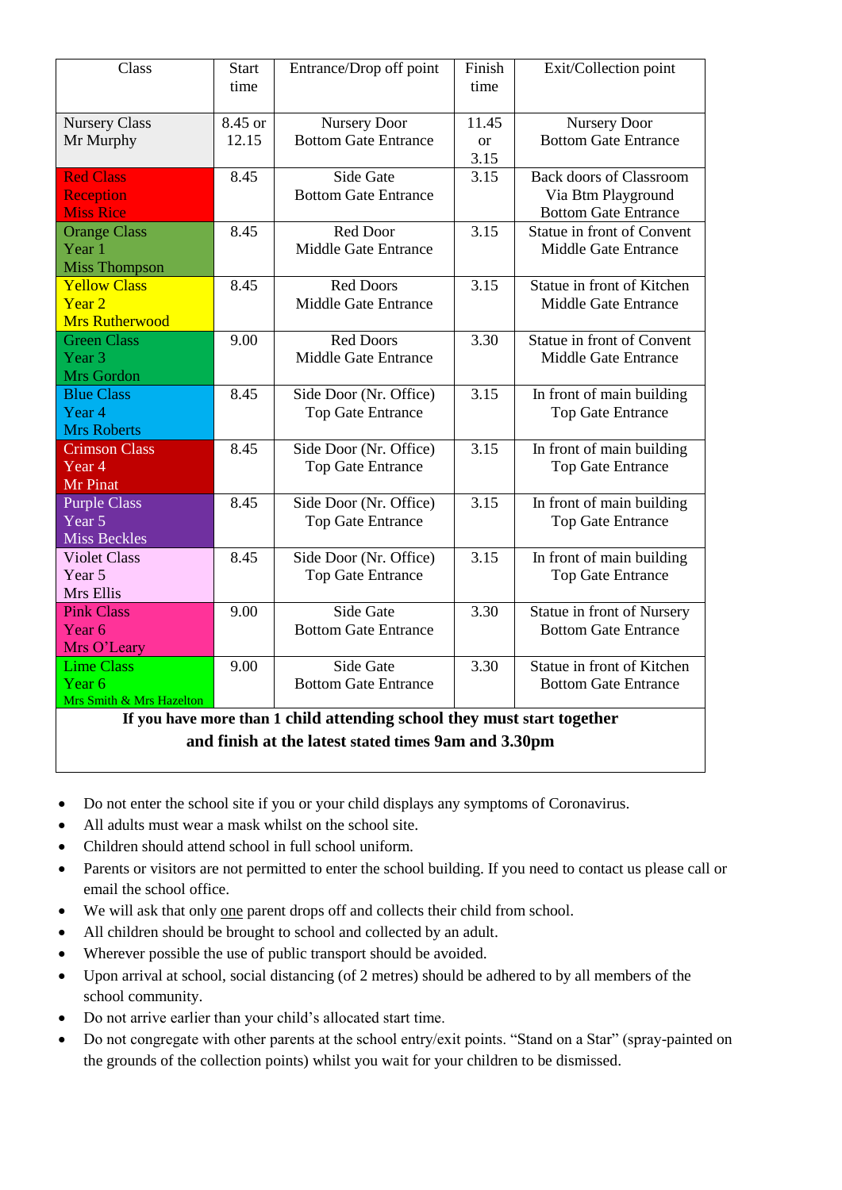| Class | Start time | Entrance/Drop off point | Finish time | Exit/Collection point |
|---|---|---|---|---|
| Nursery Class<br>Mr Murphy | 8.45 or 12.15 | Nursery Door<br>Bottom Gate Entrance | 11.45 or 3.15 | Nursery Door<br>Bottom Gate Entrance |
| Red Class<br>Reception<br>Miss Rice | 8.45 | Side Gate<br>Bottom Gate Entrance | 3.15 | Back doors of Classroom<br>Via Btm Playground<br>Bottom Gate Entrance |
| Orange Class<br>Year 1<br>Miss Thompson | 8.45 | Red Door<br>Middle Gate Entrance | 3.15 | Statue in front of Convent<br>Middle Gate Entrance |
| Yellow Class<br>Year 2<br>Mrs Rutherwood | 8.45 | Red Doors<br>Middle Gate Entrance | 3.15 | Statue in front of Kitchen<br>Middle Gate Entrance |
| Green Class<br>Year 3<br>Mrs Gordon | 9.00 | Red Doors<br>Middle Gate Entrance | 3.30 | Statue in front of Convent<br>Middle Gate Entrance |
| Blue Class<br>Year 4<br>Mrs Roberts | 8.45 | Side Door (Nr. Office)<br>Top Gate Entrance | 3.15 | In front of main building<br>Top Gate Entrance |
| Crimson Class<br>Year 4<br>Mr Pinat | 8.45 | Side Door (Nr. Office)<br>Top Gate Entrance | 3.15 | In front of main building<br>Top Gate Entrance |
| Purple Class<br>Year 5<br>Miss Beckles | 8.45 | Side Door (Nr. Office)<br>Top Gate Entrance | 3.15 | In front of main building<br>Top Gate Entrance |
| Violet Class<br>Year 5<br>Mrs Ellis | 8.45 | Side Door (Nr. Office)<br>Top Gate Entrance | 3.15 | In front of main building<br>Top Gate Entrance |
| Pink Class<br>Year 6<br>Mrs O'Leary | 9.00 | Side Gate<br>Bottom Gate Entrance | 3.30 | Statue in front of Nursery<br>Bottom Gate Entrance |
| Lime Class<br>Year 6<br>Mrs Smith & Mrs Hazelton | 9.00 | Side Gate<br>Bottom Gate Entrance | 3.30 | Statue in front of Kitchen<br>Bottom Gate Entrance |
| **If you have more than 1 child attending school they must start together and finish at the latest stated times 9am and 3.30pm** | | | | |

- Do not enter the school site if you or your child displays any symptoms of Coronavirus.
- All adults must wear a mask whilst on the school site.
- Children should attend school in full school uniform.
- Parents or visitors are not permitted to enter the school building. If you need to contact us please call or email the school office.
- We will ask that only one parent drops off and collects their child from school.
- All children should be brought to school and collected by an adult.
- Wherever possible the use of public transport should be avoided.
- Upon arrival at school, social distancing (of 2 metres) should be adhered to by all members of the school community.
- Do not arrive earlier than your child's allocated start time.
- Do not congregate with other parents at the school entry/exit points. "Stand on a Star" (spray-painted on the grounds of the collection points) whilst you wait for your children to be dismissed.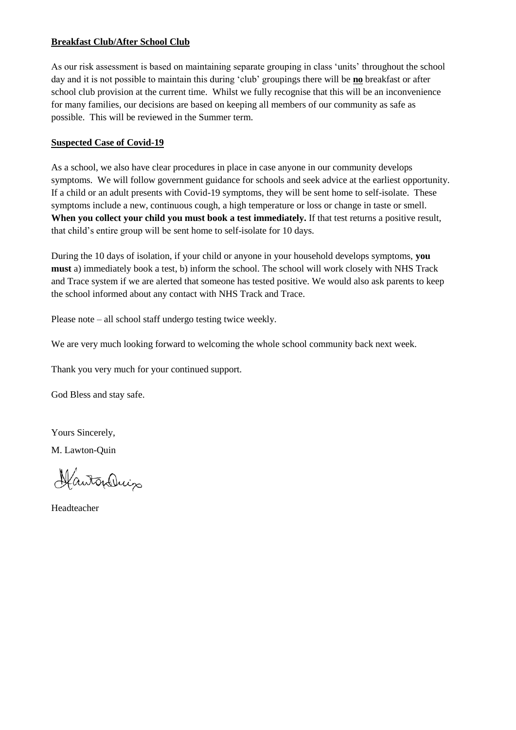**<u>Breakfast Club/After School Club</u>**

As our risk assessment is based on maintaining separate grouping in class 'units' throughout the school day and it is not possible to maintain this during 'club' groupings there will be **<u>no</u>** breakfast or after school club provision at the current time. Whilst we fully recognise that this will be an inconvenience for many families, our decisions are based on keeping all members of our community as safe as possible. This will be reviewed in the Summer term.

**<u>Suspected Case of Covid-19</u>**

As a school, we also have clear procedures in place in case anyone in our community develops symptoms. We will follow government guidance for schools and seek advice at the earliest opportunity. If a child or an adult presents with Covid-19 symptoms, they will be sent home to self-isolate. These symptoms include a new, continuous cough, a high temperature or loss or change in taste or smell. **When you collect your child you must book a test immediately.** If that test returns a positive result, that child's entire group will be sent home to self-isolate for 10 days.

During the 10 days of isolation, if your child or anyone in your household develops symptoms, **you must** a) immediately book a test, b) inform the school. The school will work closely with NHS Track and Trace system if we are alerted that someone has tested positive. We would also ask parents to keep the school informed about any contact with NHS Track and Trace.

Please note – all school staff undergo testing twice weekly.

We are very much looking forward to welcoming the whole school community back next week.

Thank you very much for your continued support.

God Bless and stay safe.

Yours Sincerely,

M. Lawton-Quin

Headteacher